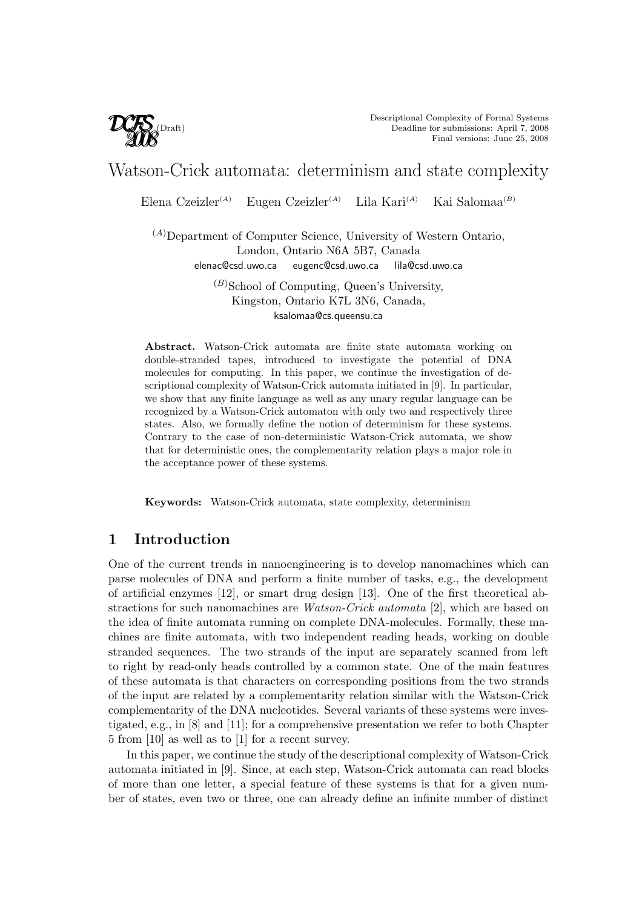# Watson-Crick automata: determinism and state complexity

Elena Czeizler[(A)] Eugen Czeizler[(A)] Lila Kari[(A)] Kai Salomaa[(B)]

[(A)]Department of Computer Science, University of Western Ontario,
London, Ontario N6A 5B7, Canada
elenac@csd.uwo.ca eugenc@csd.uwo.ca lila@csd.uwo.ca

[(B)]School of Computing, Queen's University,
Kingston, Ontario K7L 3N6, Canada,
ksalomaa@cs.queensu.ca

**Abstract.** Watson-Crick automata are finite state automata working on double-stranded tapes, introduced to investigate the potential of DNA molecules for computing. In this paper, we continue the investigation of descriptional complexity of Watson-Crick automata initiated in [9]. In particular, we show that any finite language as well as any unary regular language can be recognized by a Watson-Crick automaton with only two and respectively three states. Also, we formally define the notion of determinism for these systems. Contrary to the case of non-deterministic Watson-Crick automata, we show that for deterministic ones, the complementarity relation plays a major role in the acceptance power of these systems.

**Keywords:** Watson-Crick automata, state complexity, determinism

## 1 Introduction

One of the current trends in nanoengineering is to develop nanomachines which can parse molecules of DNA and perform a finite number of tasks, e.g., the development of artificial enzymes [12], or smart drug design [13]. One of the first theoretical abstractions for such nanomachines are *Watson-Crick automata* [2], which are based on the idea of finite automata running on complete DNA-molecules. Formally, these machines are finite automata, with two independent reading heads, working on double stranded sequences. The two strands of the input are separately scanned from left to right by read-only heads controlled by a common state. One of the main features of these automata is that characters on corresponding positions from the two strands of the input are related by a complementarity relation similar with the Watson-Crick complementarity of the DNA nucleotides. Several variants of these systems were investigated, e.g., in [8] and [11]; for a comprehensive presentation we refer to both Chapter 5 from [10] as well as to [1] for a recent survey.

In this paper, we continue the study of the descriptional complexity of Watson-Crick automata initiated in [9]. Since, at each step, Watson-Crick automata can read blocks of more than one letter, a special feature of these systems is that for a given number of states, even two or three, one can already define an infinite number of distinct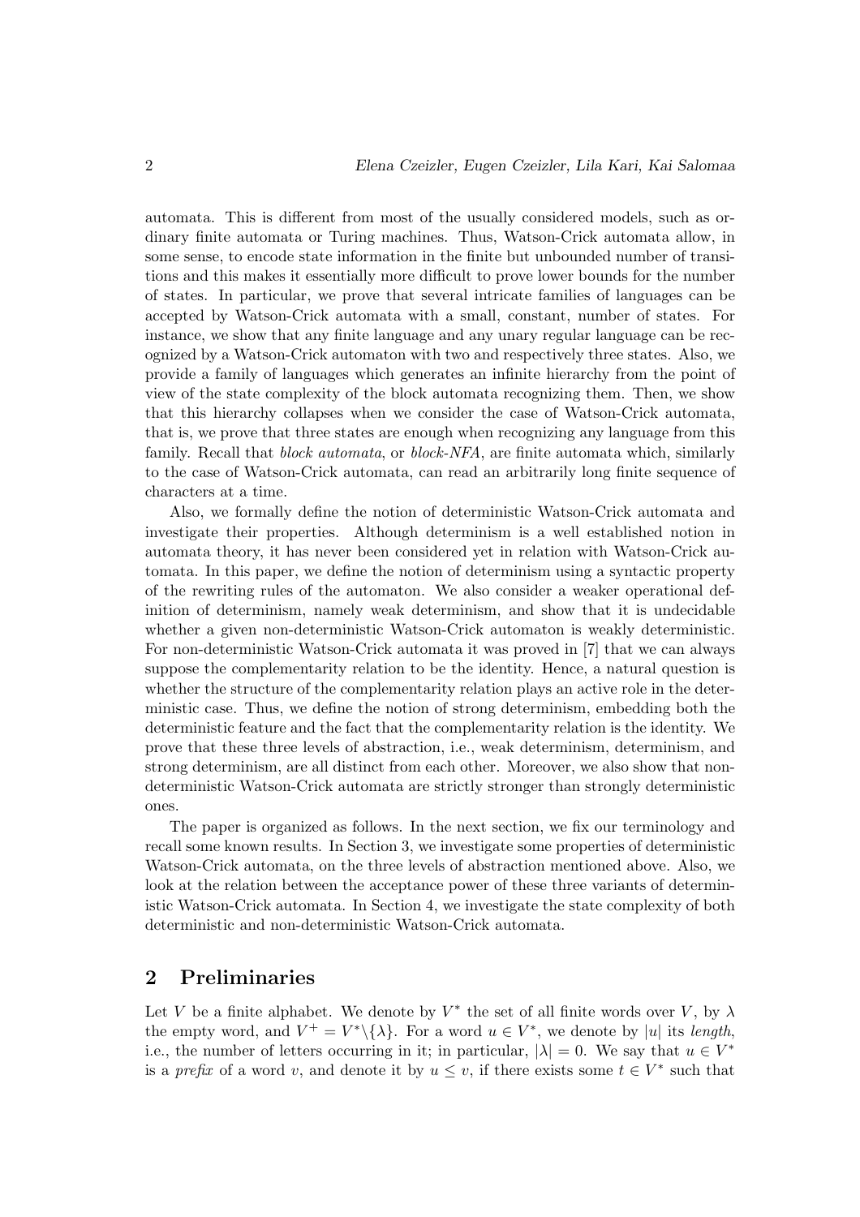automata. This is different from most of the usually considered models, such as ordinary finite automata or Turing machines. Thus, Watson-Crick automata allow, in some sense, to encode state information in the finite but unbounded number of transitions and this makes it essentially more difficult to prove lower bounds for the number of states. In particular, we prove that several intricate families of languages can be accepted by Watson-Crick automata with a small, constant, number of states. For instance, we show that any finite language and any unary regular language can be recognized by a Watson-Crick automaton with two and respectively three states. Also, we provide a family of languages which generates an infinite hierarchy from the point of view of the state complexity of the block automata recognizing them. Then, we show that this hierarchy collapses when we consider the case of Watson-Crick automata, that is, we prove that three states are enough when recognizing any language from this family. Recall that *block automata*, or *block-NFA*, are finite automata which, similarly to the case of Watson-Crick automata, can read an arbitrarily long finite sequence of characters at a time.

Also, we formally define the notion of deterministic Watson-Crick automata and investigate their properties. Although determinism is a well established notion in automata theory, it has never been considered yet in relation with Watson-Crick automata. In this paper, we define the notion of determinism using a syntactic property of the rewriting rules of the automaton. We also consider a weaker operational definition of determinism, namely weak determinism, and show that it is undecidable whether a given non-deterministic Watson-Crick automaton is weakly deterministic. For non-deterministic Watson-Crick automata it was proved in [7] that we can always suppose the complementarity relation to be the identity. Hence, a natural question is whether the structure of the complementarity relation plays an active role in the deterministic case. Thus, we define the notion of strong determinism, embedding both the deterministic feature and the fact that the complementarity relation is the identity. We prove that these three levels of abstraction, i.e., weak determinism, determinism, and strong determinism, are all distinct from each other. Moreover, we also show that non-deterministic Watson-Crick automata are strictly stronger than strongly deterministic ones.

The paper is organized as follows. In the next section, we fix our terminology and recall some known results. In Section 3, we investigate some properties of deterministic Watson-Crick automata, on the three levels of abstraction mentioned above. Also, we look at the relation between the acceptance power of these three variants of deterministic Watson-Crick automata. In Section 4, we investigate the state complexity of both deterministic and non-deterministic Watson-Crick automata.

## 2 Preliminaries

Let $V$ be a finite alphabet. We denote by $V^*$ the set of all finite words over $V$, by $\lambda$ the empty word, and $V^+ = V^* \backslash \{\lambda\}$. For a word $u \in V^*$, we denote by $|u|$ its *length*, i.e., the number of letters occurring in it; in particular, $|\lambda| = 0$. We say that $u \in V^*$ is a *prefix* of a word $v$, and denote it by $u \leq v$, if there exists some $t \in V^*$ such that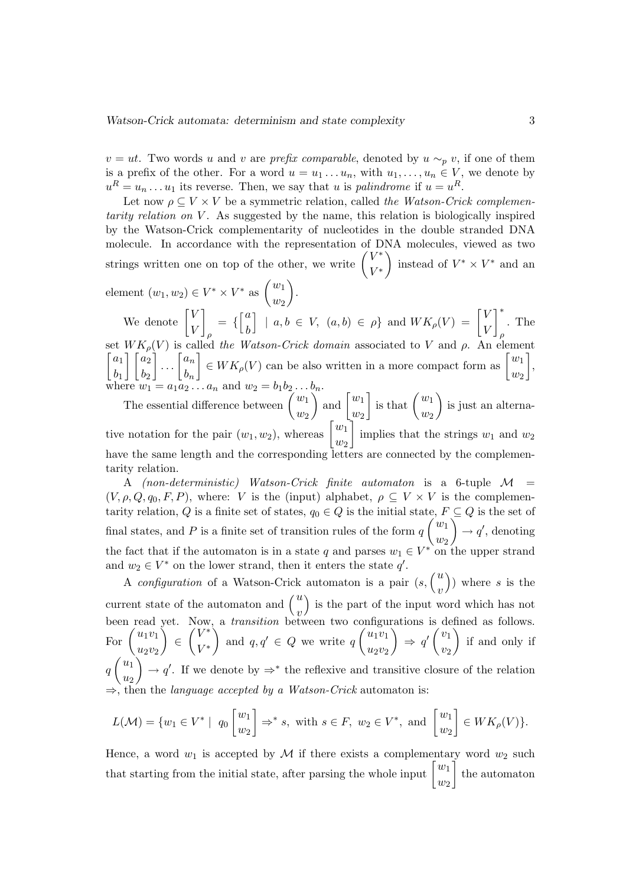$v = ut$. Two words $u$ and $v$ are *prefix comparable*, denoted by $u \sim_p v$, if one of them is a prefix of the other. For a word $u = u_1 \dots u_n$, with $u_1, \dots, u_n \in V$, we denote by $u^R = u_n \dots u_1$ its reverse. Then, we say that $u$ is *palindrome* if $u = u^R$.

Let now $\rho \subseteq V \times V$ be a symmetric relation, called *the Watson-Crick complementarity relation on* $V$. As suggested by the name, this relation is biologically inspired by the Watson-Crick complementarity of nucleotides in the double stranded DNA molecule. In accordance with the representation of DNA molecules, viewed as two strings written one on top of the other, we write $\begin{pmatrix} V^* \\ V^* \end{pmatrix}$ instead of $V^* \times V^*$ and an element $(w_1, w_2) \in V^* \times V^*$ as $\begin{pmatrix} w_1 \\ w_2 \end{pmatrix}$.

We denote $\begin{bmatrix} V \\ V \end{bmatrix}_\rho = \{ \begin{bmatrix} a \\ b \end{bmatrix} \mid a, b \in V, \ (a,b) \in \rho \}$ and $WK_\rho(V) = \begin{bmatrix} V \\ V \end{bmatrix}_\rho^*$. The set $WK_\rho(V)$ is called *the Watson-Crick domain* associated to $V$ and $\rho$. An element $\begin{bmatrix} a_1 \\ b_1 \end{bmatrix} \begin{bmatrix} a_2 \\ b_2 \end{bmatrix} \dots \begin{bmatrix} a_n \\ b_n \end{bmatrix} \in WK_\rho(V)$ can be also written in a more compact form as $\begin{bmatrix} w_1 \\ w_2 \end{bmatrix}$, where $w_1 = a_1 a_2 \dots a_n$ and $w_2 = b_1 b_2 \dots b_n$.

The essential difference between $\begin{pmatrix} w_1 \\ w_2 \end{pmatrix}$ and $\begin{bmatrix} w_1 \\ w_2 \end{bmatrix}$ is that $\begin{pmatrix} w_1 \\ w_2 \end{pmatrix}$ is just an alternative notation for the pair $(w_1, w_2)$, whereas $\begin{bmatrix} w_1 \\ w_2 \end{bmatrix}$ implies that the strings $w_1$ and $w_2$ have the same length and the corresponding letters are connected by the complementarity relation.

A *(non-deterministic) Watson-Crick finite automaton* is a 6-tuple $\mathcal{M} = (V, \rho, Q, q_0, F, P)$, where: $V$ is the (input) alphabet, $\rho \subseteq V \times V$ is the complementarity relation, $Q$ is a finite set of states, $q_0 \in Q$ is the initial state, $F \subseteq Q$ is the set of final states, and $P$ is a finite set of transition rules of the form $q \begin{pmatrix} w_1 \\ w_2 \end{pmatrix} \to q'$, denoting the fact that if the automaton is in a state $q$ and parses $w_1 \in V^*$ on the upper strand and $w_2 \in V^*$ on the lower strand, then it enters the state $q'$.

A *configuration* of a Watson-Crick automaton is a pair $(s, \begin{pmatrix} u \\ v \end{pmatrix})$ where $s$ is the current state of the automaton and $\begin{pmatrix} u \\ v \end{pmatrix}$ is the part of the input word which has not been read yet. Now, a *transition* between two configurations is defined as follows. For $\begin{pmatrix} u_1 v_1 \\ u_2 v_2 \end{pmatrix} \in \begin{pmatrix} V^* \\ V^* \end{pmatrix}$ and $q, q' \in Q$ we write $q \begin{pmatrix} u_1 v_1 \\ u_2 v_2 \end{pmatrix} \Rightarrow q' \begin{pmatrix} v_1 \\ v_2 \end{pmatrix}$ if and only if $q \begin{pmatrix} u_1 \\ u_2 \end{pmatrix} \to q'$. If we denote by $\Rightarrow^*$ the reflexive and transitive closure of the relation $\Rightarrow$, then the *language accepted by a Watson-Crick* automaton is:

$$L(\mathcal{M}) = \{ w_1 \in V^* \mid \ q_0 \begin{bmatrix} w_1 \\ w_2 \end{bmatrix} \Rightarrow^* s, \text{ with } s \in F, \ w_2 \in V^*, \text{ and } \begin{bmatrix} w_1 \\ w_2 \end{bmatrix} \in WK_\rho(V) \}.$$

Hence, a word $w_1$ is accepted by $\mathcal{M}$ if there exists a complementary word $w_2$ such that starting from the initial state, after parsing the whole input $\begin{bmatrix} w_1 \\ w_2 \end{bmatrix}$ the automaton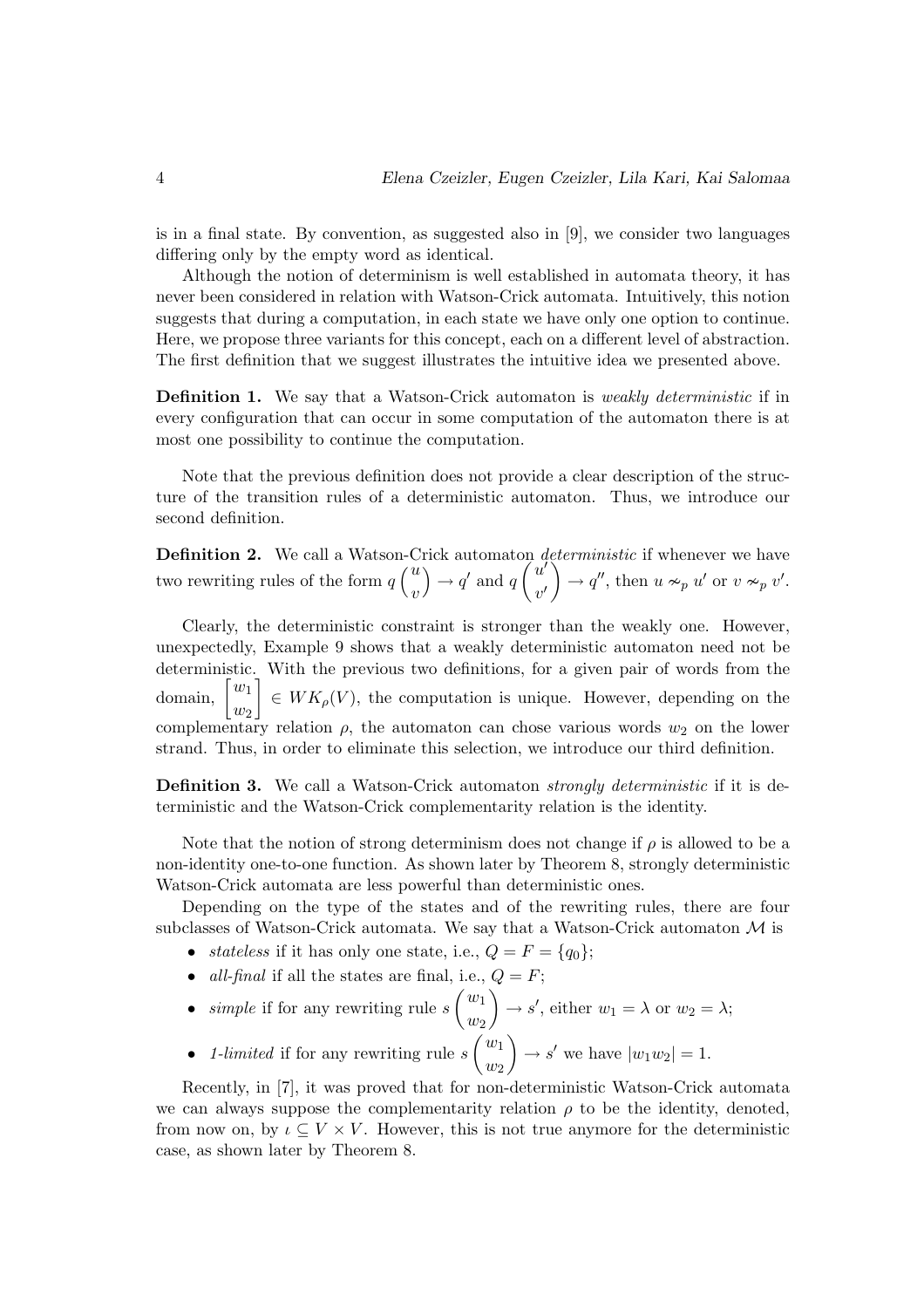is in a final state. By convention, as suggested also in [9], we consider two languages differing only by the empty word as identical.

Although the notion of determinism is well established in automata theory, it has never been considered in relation with Watson-Crick automata. Intuitively, this notion suggests that during a computation, in each state we have only one option to continue. Here, we propose three variants for this concept, each on a different level of abstraction. The first definition that we suggest illustrates the intuitive idea we presented above.

**Definition 1.** We say that a Watson-Crick automaton is *weakly deterministic* if in every configuration that can occur in some computation of the automaton there is at most one possibility to continue the computation.

Note that the previous definition does not provide a clear description of the structure of the transition rules of a deterministic automaton. Thus, we introduce our second definition.

**Definition 2.** We call a Watson-Crick automaton *deterministic* if whenever we have two rewriting rules of the form $q\binom{u}{v} \to q'$ and $q\binom{u'}{v'} \to q''$, then $u \nsim_p u'$ or $v \nsim_p v'$.

Clearly, the deterministic constraint is stronger than the weakly one. However, unexpectedly, Example 9 shows that a weakly deterministic automaton need not be deterministic. With the previous two definitions, for a given pair of words from the domain, $\begin{bmatrix} w_1 \\ w_2 \end{bmatrix} \in WK_\rho(V)$, the computation is unique. However, depending on the complementary relation $\rho$, the automaton can chose various words $w_2$ on the lower strand. Thus, in order to eliminate this selection, we introduce our third definition.

**Definition 3.** We call a Watson-Crick automaton *strongly deterministic* if it is deterministic and the Watson-Crick complementarity relation is the identity.

Note that the notion of strong determinism does not change if $\rho$ is allowed to be a non-identity one-to-one function. As shown later by Theorem 8, strongly deterministic Watson-Crick automata are less powerful than deterministic ones.

Depending on the type of the states and of the rewriting rules, there are four subclasses of Watson-Crick automata. We say that a Watson-Crick automaton $\mathcal{M}$ is

- *stateless* if it has only one state, i.e., $Q = F = \{q_0\}$;
- *all-final* if all the states are final, i.e., $Q = F$;
- *simple* if for any rewriting rule $s\binom{w_1}{w_2} \to s'$, either $w_1 = \lambda$ or $w_2 = \lambda$;
- *1-limited* if for any rewriting rule $s\binom{w_1}{w_2} \to s'$ we have $|w_1 w_2| = 1$.

Recently, in [7], it was proved that for non-deterministic Watson-Crick automata we can always suppose the complementarity relation $\rho$ to be the identity, denoted, from now on, by $\iota \subseteq V \times V$. However, this is not true anymore for the deterministic case, as shown later by Theorem 8.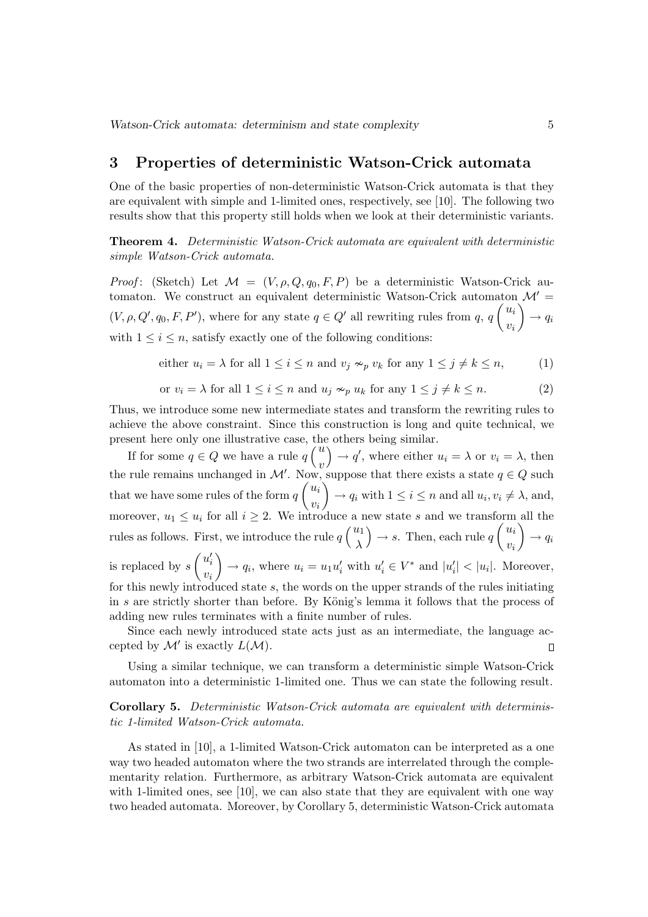## 3 Properties of deterministic Watson-Crick automata

One of the basic properties of non-deterministic Watson-Crick automata is that they are equivalent with simple and 1-limited ones, respectively, see [10]. The following two results show that this property still holds when we look at their deterministic variants.

**Theorem 4.** *Deterministic Watson-Crick automata are equivalent with deterministic simple Watson-Crick automata.*

*Proof*: (Sketch) Let $\mathcal{M} = (V, \rho, Q, q_0, F, P)$ be a deterministic Watson-Crick automaton. We construct an equivalent deterministic Watson-Crick automaton $\mathcal{M}' = (V, \rho, Q', q_0, F, P')$, where for any state $q \in Q'$ all rewriting rules from $q$, $q\begin{pmatrix} u_i \\ v_i \end{pmatrix} \to q_i$ with $1 \leq i \leq n$, satisfy exactly one of the following conditions:

$$\text{either } u_i = \lambda \text{ for all } 1 \leq i \leq n \text{ and } v_j \nsim_p v_k \text{ for any } 1 \leq j \neq k \leq n, \tag{1}$$

$$\text{or } v_i = \lambda \text{ for all } 1 \leq i \leq n \text{ and } u_j \nsim_p u_k \text{ for any } 1 \leq j \neq k \leq n. \tag{2}$$

Thus, we introduce some new intermediate states and transform the rewriting rules to achieve the above constraint. Since this construction is long and quite technical, we present here only one illustrative case, the others being similar.

If for some $q \in Q$ we have a rule $q\begin{pmatrix} u \\ v \end{pmatrix} \to q'$, where either $u_i = \lambda$ or $v_i = \lambda$, then the rule remains unchanged in $\mathcal{M}'$. Now, suppose that there exists a state $q \in Q$ such that we have some rules of the form $q\begin{pmatrix} u_i \\ v_i \end{pmatrix} \to q_i$ with $1 \leq i \leq n$ and all $u_i, v_i \neq \lambda$, and, moreover, $u_1 \leq u_i$ for all $i \geq 2$. We introduce a new state $s$ and we transform all the rules as follows. First, we introduce the rule $q\begin{pmatrix} u_1 \\ \lambda \end{pmatrix} \to s$. Then, each rule $q\begin{pmatrix} u_i \\ v_i \end{pmatrix} \to q_i$ is replaced by $s\begin{pmatrix} u_i' \\ v_i \end{pmatrix} \to q_i$, where $u_i = u_1 u_i'$ with $u_i' \in V^*$ and $|u_i'| < |u_i|$. Moreover, for this newly introduced state $s$, the words on the upper strands of the rules initiating in $s$ are strictly shorter than before. By König's lemma it follows that the process of adding new rules terminates with a finite number of rules.

Since each newly introduced state acts just as an intermediate, the language accepted by $\mathcal{M}'$ is exactly $L(\mathcal{M})$. □

Using a similar technique, we can transform a deterministic simple Watson-Crick automaton into a deterministic 1-limited one. Thus we can state the following result.

**Corollary 5.** *Deterministic Watson-Crick automata are equivalent with deterministic 1-limited Watson-Crick automata.*

As stated in [10], a 1-limited Watson-Crick automaton can be interpreted as a one way two headed automaton where the two strands are interrelated through the complementarity relation. Furthermore, as arbitrary Watson-Crick automata are equivalent with 1-limited ones, see [10], we can also state that they are equivalent with one way two headed automata. Moreover, by Corollary 5, deterministic Watson-Crick automata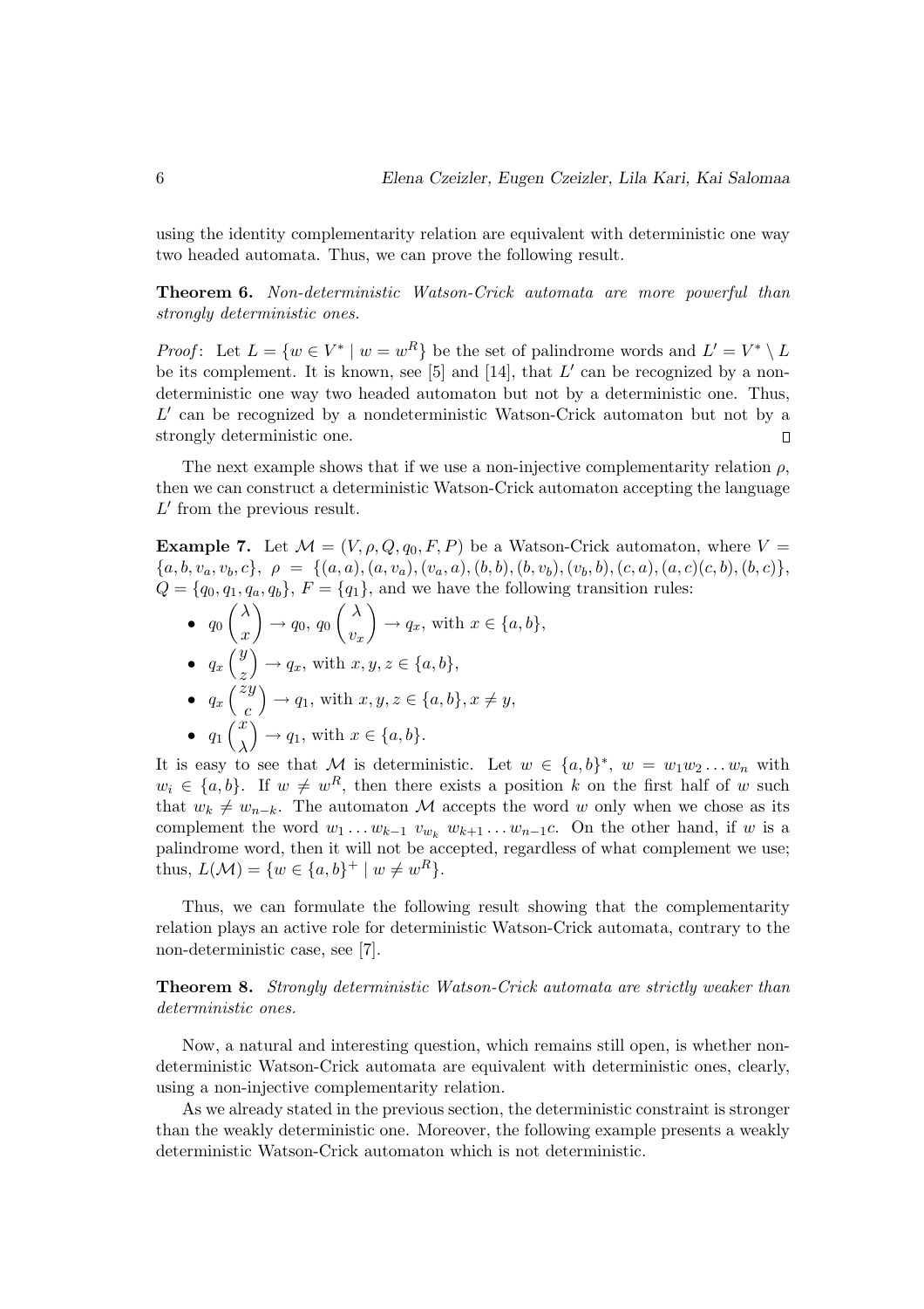using the identity complementarity relation are equivalent with deterministic one way two headed automata. Thus, we can prove the following result.

**Theorem 6.** *Non-deterministic Watson-Crick automata are more powerful than strongly deterministic ones.*

*Proof*: Let $L = \{w \in V^* \mid w = w^R\}$ be the set of palindrome words and $L' = V^* \setminus L$ be its complement. It is known, see [5] and [14], that $L'$ can be recognized by a non-deterministic one way two headed automaton but not by a deterministic one. Thus, $L'$ can be recognized by a nondeterministic Watson-Crick automaton but not by a strongly deterministic one. $\square$

The next example shows that if we use a non-injective complementarity relation $\rho$, then we can construct a deterministic Watson-Crick automaton accepting the language $L'$ from the previous result.

**Example 7.** Let $\mathcal{M} = (V, \rho, Q, q_0, F, P)$ be a Watson-Crick automaton, where $V = \{a, b, v_a, v_b, c\}$, $\rho = \{(a, a), (a, v_a), (v_a, a), (b, b), (b, v_b), (v_b, b), (c, a), (a, c)(c, b), (b, c)\}$, $Q = \{q_0, q_1, q_a, q_b\}$, $F = \{q_1\}$, and we have the following transition rules:

- $q_0 \binom{\lambda}{x} \to q_0$, $q_0 \binom{\lambda}{v_x} \to q_x$, with $x \in \{a, b\}$,
- $q_x \binom{y}{z} \to q_x$, with $x, y, z \in \{a, b\}$,
- $q_x \binom{zy}{c} \to q_1$, with $x, y, z \in \{a, b\}, x \neq y$,
- $q_1 \binom{x}{\lambda} \to q_1$, with $x \in \{a, b\}$.

It is easy to see that $\mathcal{M}$ is deterministic. Let $w \in \{a, b\}^*$, $w = w_1 w_2 \ldots w_n$ with $w_i \in \{a, b\}$. If $w \neq w^R$, then there exists a position $k$ on the first half of $w$ such that $w_k \neq w_{n-k}$. The automaton $\mathcal{M}$ accepts the word $w$ only when we chose as its complement the word $w_1 \ldots w_{k-1}\ v_{w_k}\ w_{k+1} \ldots w_{n-1}c$. On the other hand, if $w$ is a palindrome word, then it will not be accepted, regardless of what complement we use; thus, $L(\mathcal{M}) = \{w \in \{a, b\}^+ \mid w \neq w^R\}$.

Thus, we can formulate the following result showing that the complementarity relation plays an active role for deterministic Watson-Crick automata, contrary to the non-deterministic case, see [7].

**Theorem 8.** *Strongly deterministic Watson-Crick automata are strictly weaker than deterministic ones.*

Now, a natural and interesting question, which remains still open, is whether non-deterministic Watson-Crick automata are equivalent with deterministic ones, clearly, using a non-injective complementarity relation.

As we already stated in the previous section, the deterministic constraint is stronger than the weakly deterministic one. Moreover, the following example presents a weakly deterministic Watson-Crick automaton which is not deterministic.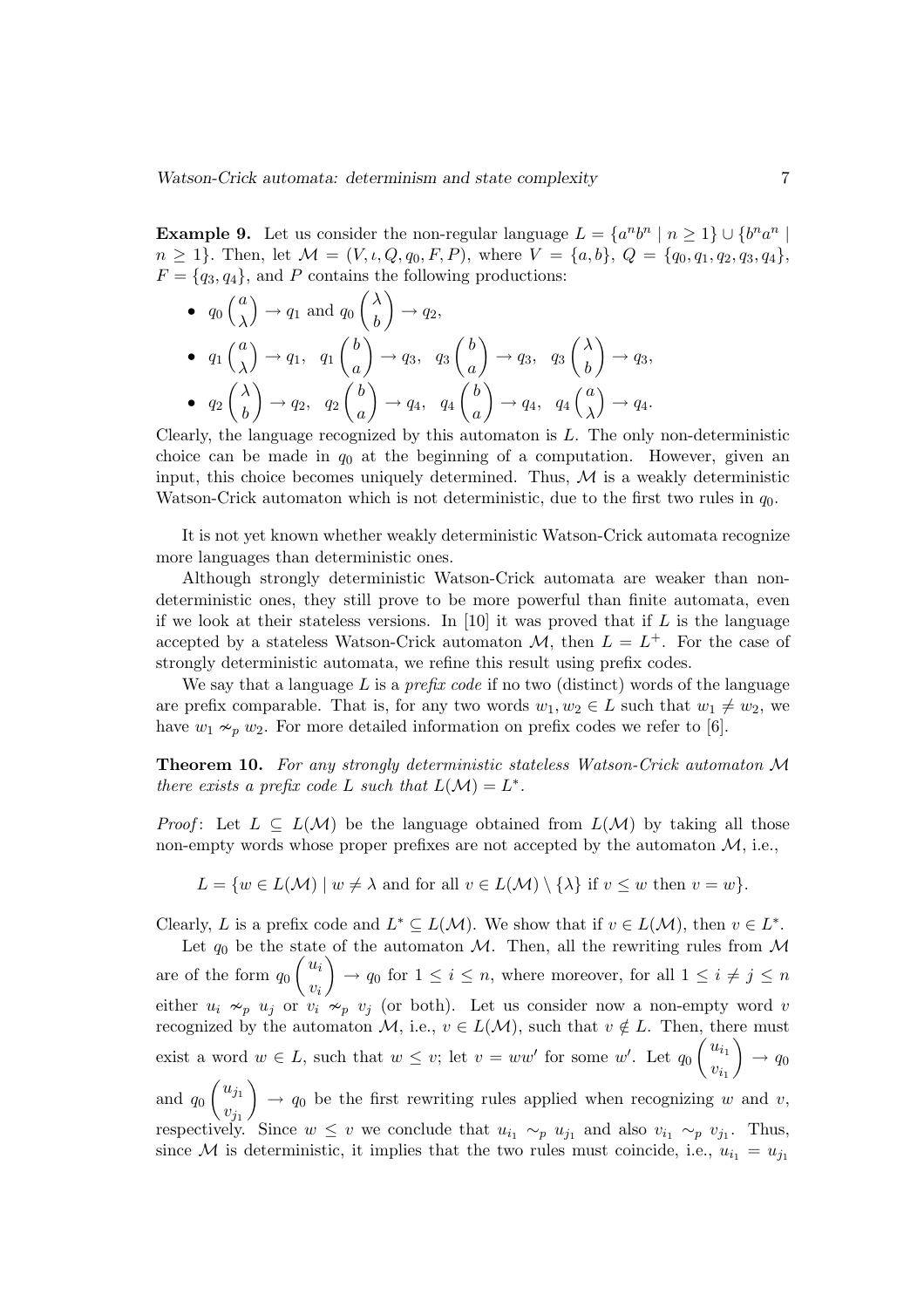**Example 9.** Let us consider the non-regular language $L = \{a^n b^n \mid n \geq 1\} \cup \{b^n a^n \mid n \geq 1\}$. Then, let $\mathcal{M} = (V, \iota, Q, q_0, F, P)$, where $V = \{a, b\}$, $Q = \{q_0, q_1, q_2, q_3, q_4\}$, $F = \{q_3, q_4\}$, and $P$ contains the following productions:

- $q_0 \binom{a}{\lambda} \to q_1$ and $q_0 \binom{\lambda}{b} \to q_2$,
- $q_1 \binom{a}{\lambda} \to q_1$, $q_1 \binom{b}{a} \to q_3$, $q_3 \binom{b}{a} \to q_3$, $q_3 \binom{\lambda}{b} \to q_3$,
- $q_2 \binom{\lambda}{b} \to q_2$, $q_2 \binom{b}{a} \to q_4$, $q_4 \binom{b}{a} \to q_4$, $q_4 \binom{a}{\lambda} \to q_4$.

Clearly, the language recognized by this automaton is $L$. The only non-deterministic choice can be made in $q_0$ at the beginning of a computation. However, given an input, this choice becomes uniquely determined. Thus, $\mathcal{M}$ is a weakly deterministic Watson-Crick automaton which is not deterministic, due to the first two rules in $q_0$.

It is not yet known whether weakly deterministic Watson-Crick automata recognize more languages than deterministic ones.

Although strongly deterministic Watson-Crick automata are weaker than non-deterministic ones, they still prove to be more powerful than finite automata, even if we look at their stateless versions. In [10] it was proved that if $L$ is the language accepted by a stateless Watson-Crick automaton $\mathcal{M}$, then $L = L^+$. For the case of strongly deterministic automata, we refine this result using prefix codes.

We say that a language $L$ is a *prefix code* if no two (distinct) words of the language are prefix comparable. That is, for any two words $w_1, w_2 \in L$ such that $w_1 \neq w_2$, we have $w_1 \nsim_p w_2$. For more detailed information on prefix codes we refer to [6].

**Theorem 10.** *For any strongly deterministic stateless Watson-Crick automaton $\mathcal{M}$ there exists a prefix code $L$ such that $L(\mathcal{M}) = L^*$.*

*Proof*: Let $L \subseteq L(\mathcal{M})$ be the language obtained from $L(\mathcal{M})$ by taking all those non-empty words whose proper prefixes are not accepted by the automaton $\mathcal{M}$, i.e.,

$$L = \{w \in L(\mathcal{M}) \mid w \neq \lambda \text{ and for all } v \in L(\mathcal{M}) \setminus \{\lambda\} \text{ if } v \leq w \text{ then } v = w\}.$$

Clearly, $L$ is a prefix code and $L^* \subseteq L(\mathcal{M})$. We show that if $v \in L(\mathcal{M})$, then $v \in L^*$.

Let $q_0$ be the state of the automaton $\mathcal{M}$. Then, all the rewriting rules from $\mathcal{M}$ are of the form $q_0 \binom{u_i}{v_i} \to q_0$ for $1 \leq i \leq n$, where moreover, for all $1 \leq i \neq j \leq n$ either $u_i \nsim_p u_j$ or $v_i \nsim_p v_j$ (or both). Let us consider now a non-empty word $v$ recognized by the automaton $\mathcal{M}$, i.e., $v \in L(\mathcal{M})$, such that $v \notin L$. Then, there must exist a word $w \in L$, such that $w \leq v$; let $v = ww'$ for some $w'$. Let $q_0 \binom{u_{i_1}}{v_{i_1}} \to q_0$ and $q_0 \binom{u_{j_1}}{v_{j_1}} \to q_0$ be the first rewriting rules applied when recognizing $w$ and $v$, respectively. Since $w \leq v$ we conclude that $u_{i_1} \sim_p u_{j_1}$ and also $v_{i_1} \sim_p v_{j_1}$. Thus, since $\mathcal{M}$ is deterministic, it implies that the two rules must coincide, i.e., $u_{i_1} = u_{j_1}$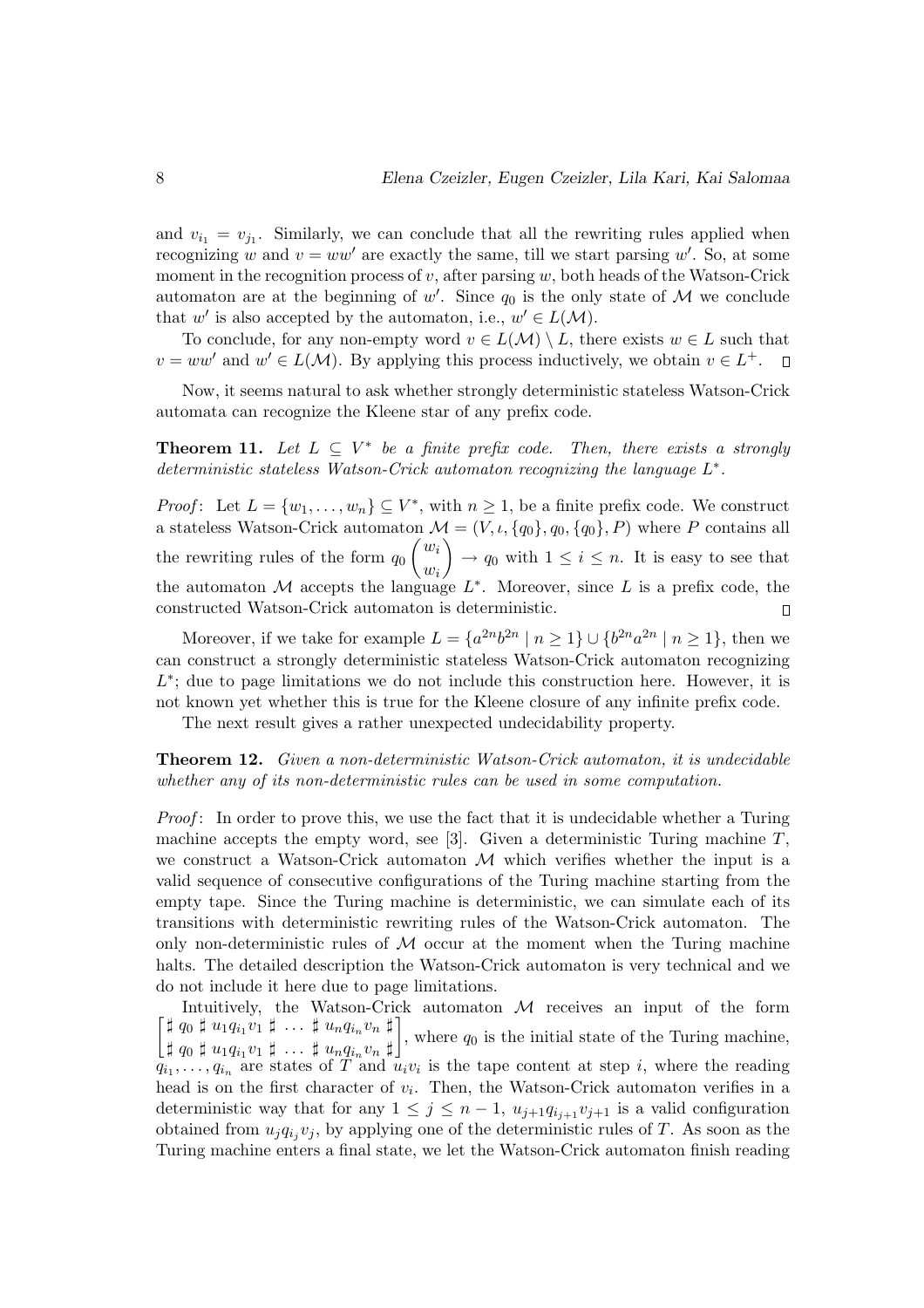and $v_{i_1} = v_{j_1}$. Similarly, we can conclude that all the rewriting rules applied when recognizing $w$ and $v = ww'$ are exactly the same, till we start parsing $w'$. So, at some moment in the recognition process of $v$, after parsing $w$, both heads of the Watson-Crick automaton are at the beginning of $w'$. Since $q_0$ is the only state of $\mathcal{M}$ we conclude that $w'$ is also accepted by the automaton, i.e., $w' \in L(\mathcal{M})$.

To conclude, for any non-empty word $v \in L(\mathcal{M}) \setminus L$, there exists $w \in L$ such that $v = ww'$ and $w' \in L(\mathcal{M})$. By applying this process inductively, we obtain $v \in L^+$. $\square$

Now, it seems natural to ask whether strongly deterministic stateless Watson-Crick automata can recognize the Kleene star of any prefix code.

**Theorem 11.** *Let $L \subseteq V^*$ be a finite prefix code. Then, there exists a strongly deterministic stateless Watson-Crick automaton recognizing the language $L^*$.*

*Proof*: Let $L = \{w_1, \ldots, w_n\} \subseteq V^*$, with $n \geq 1$, be a finite prefix code. We construct a stateless Watson-Crick automaton $\mathcal{M} = (V, \iota, \{q_0\}, q_0, \{q_0\}, P)$ where $P$ contains all the rewriting rules of the form $q_0 \begin{pmatrix} w_i \\ w_i \end{pmatrix} \to q_0$ with $1 \leq i \leq n$. It is easy to see that the automaton $\mathcal{M}$ accepts the language $L^*$. Moreover, since $L$ is a prefix code, the constructed Watson-Crick automaton is deterministic. $\square$

Moreover, if we take for example $L = \{a^{2n}b^{2n} \mid n \geq 1\} \cup \{b^{2n}a^{2n} \mid n \geq 1\}$, then we can construct a strongly deterministic stateless Watson-Crick automaton recognizing $L^*$; due to page limitations we do not include this construction here. However, it is not known yet whether this is true for the Kleene closure of any infinite prefix code.

The next result gives a rather unexpected undecidability property.

**Theorem 12.** *Given a non-deterministic Watson-Crick automaton, it is undecidable whether any of its non-deterministic rules can be used in some computation.*

*Proof*: In order to prove this, we use the fact that it is undecidable whether a Turing machine accepts the empty word, see [3]. Given a deterministic Turing machine $T$, we construct a Watson-Crick automaton $\mathcal{M}$ which verifies whether the input is a valid sequence of consecutive configurations of the Turing machine starting from the empty tape. Since the Turing machine is deterministic, we can simulate each of its transitions with deterministic rewriting rules of the Watson-Crick automaton. The only non-deterministic rules of $\mathcal{M}$ occur at the moment when the Turing machine halts. The detailed description the Watson-Crick automaton is very technical and we do not include it here due to page limitations.

Intuitively, the Watson-Crick automaton $\mathcal{M}$ receives an input of the form $\begin{bmatrix} \sharp\, q_0 \,\sharp\, u_1 q_{i_1} v_1 \,\sharp\, \ldots \,\sharp\, u_n q_{i_n} v_n \,\sharp \\ \sharp\, q_0 \,\sharp\, u_1 q_{i_1} v_1 \,\sharp\, \ldots \,\sharp\, u_n q_{i_n} v_n \,\sharp \end{bmatrix}$, where $q_0$ is the initial state of the Turing machine, $q_{i_1}, \ldots, q_{i_n}$ are states of $T$ and $u_i v_i$ is the tape content at step $i$, where the reading head is on the first character of $v_i$. Then, the Watson-Crick automaton verifies in a deterministic way that for any $1 \leq j \leq n-1$, $u_{j+1} q_{i_{j+1}} v_{j+1}$ is a valid configuration obtained from $u_j q_{i_j} v_j$, by applying one of the deterministic rules of $T$. As soon as the Turing machine enters a final state, we let the Watson-Crick automaton finish reading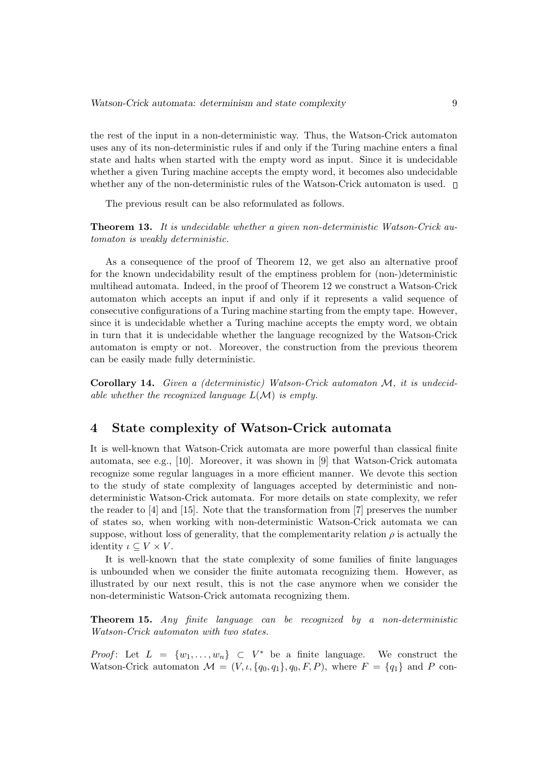the rest of the input in a non-deterministic way. Thus, the Watson-Crick automaton uses any of its non-deterministic rules if and only if the Turing machine enters a final state and halts when started with the empty word as input. Since it is undecidable whether a given Turing machine accepts the empty word, it becomes also undecidable whether any of the non-deterministic rules of the Watson-Crick automaton is used. □

The previous result can be also reformulated as follows.

**Theorem 13.** *It is undecidable whether a given non-deterministic Watson-Crick automaton is weakly deterministic.*

As a consequence of the proof of Theorem 12, we get also an alternative proof for the known undecidability result of the emptiness problem for (non-)deterministic multihead automata. Indeed, in the proof of Theorem 12 we construct a Watson-Crick automaton which accepts an input if and only if it represents a valid sequence of consecutive configurations of a Turing machine starting from the empty tape. However, since it is undecidable whether a Turing machine accepts the empty word, we obtain in turn that it is undecidable whether the language recognized by the Watson-Crick automaton is empty or not. Moreover, the construction from the previous theorem can be easily made fully deterministic.

**Corollary 14.** *Given a (deterministic) Watson-Crick automaton $\mathcal{M}$, it is undecidable whether the recognized language $L(\mathcal{M})$ is empty.*

## 4 State complexity of Watson-Crick automata

It is well-known that Watson-Crick automata are more powerful than classical finite automata, see e.g., [10]. Moreover, it was shown in [9] that Watson-Crick automata recognize some regular languages in a more efficient manner. We devote this section to the study of state complexity of languages accepted by deterministic and non-deterministic Watson-Crick automata. For more details on state complexity, we refer the reader to [4] and [15]. Note that the transformation from [7] preserves the number of states so, when working with non-deterministic Watson-Crick automata we can suppose, without loss of generality, that the complementarity relation $\rho$ is actually the identity $\iota \subseteq V \times V$.

It is well-known that the state complexity of some families of finite languages is unbounded when we consider the finite automata recognizing them. However, as illustrated by our next result, this is not the case anymore when we consider the non-deterministic Watson-Crick automata recognizing them.

**Theorem 15.** *Any finite language can be recognized by a non-deterministic Watson-Crick automaton with two states.*

*Proof*: Let $L = \{w_1, \ldots, w_n\} \subset V^*$ be a finite language. We construct the Watson-Crick automaton $\mathcal{M} = (V, \iota, \{q_0, q_1\}, q_0, F, P)$, where $F = \{q_1\}$ and $P$ con-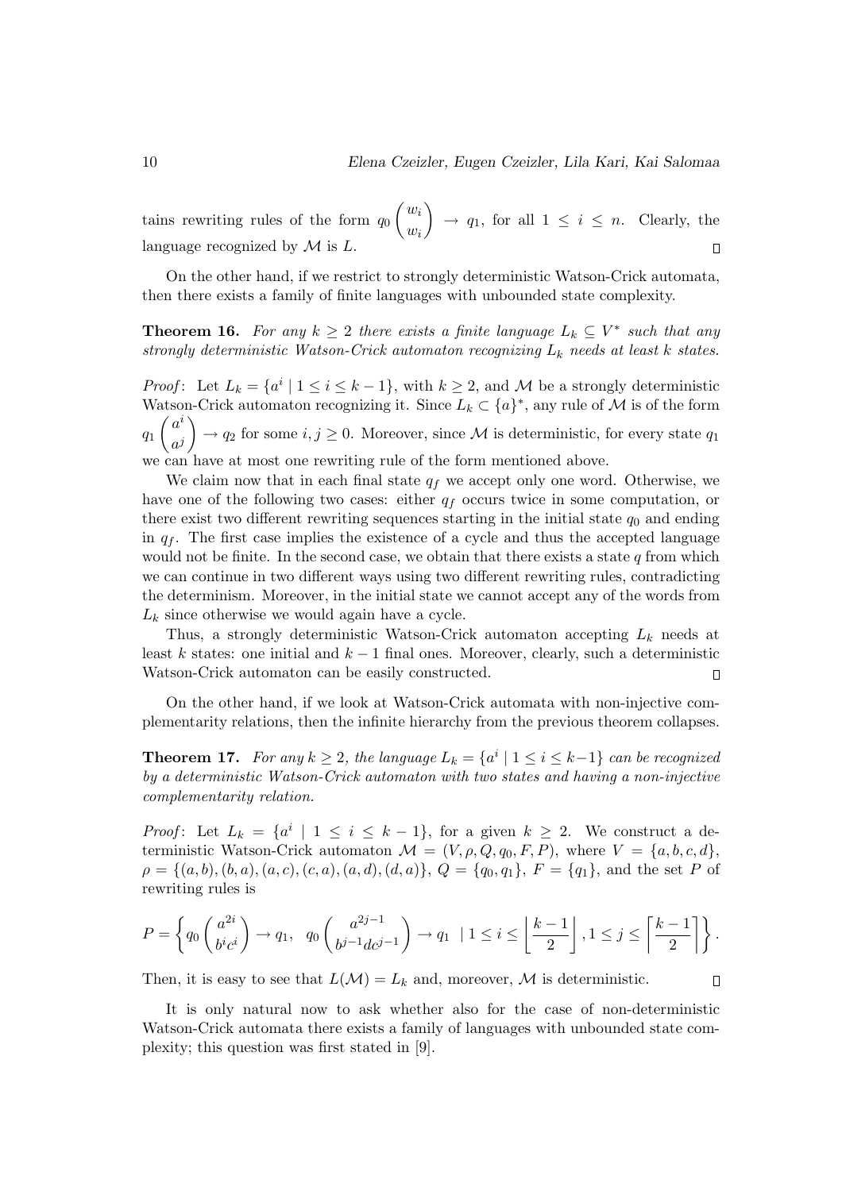tains rewriting rules of the form $q_0 \begin{pmatrix} w_i \\ w_i \end{pmatrix} \to q_1$, for all $1 \leq i \leq n$. Clearly, the language recognized by $\mathcal{M}$ is $L$. $\square$

On the other hand, if we restrict to strongly deterministic Watson-Crick automata, then there exists a family of finite languages with unbounded state complexity.

**Theorem 16.** *For any $k \geq 2$ there exists a finite language $L_k \subseteq V^*$ such that any strongly deterministic Watson-Crick automaton recognizing $L_k$ needs at least $k$ states.*

*Proof*: Let $L_k = \{a^i \mid 1 \leq i \leq k-1\}$, with $k \geq 2$, and $\mathcal{M}$ be a strongly deterministic Watson-Crick automaton recognizing it. Since $L_k \subset \{a\}^*$, any rule of $\mathcal{M}$ is of the form $q_1 \begin{pmatrix} a^i \\ a^j \end{pmatrix} \to q_2$ for some $i, j \geq 0$. Moreover, since $\mathcal{M}$ is deterministic, for every state $q_1$ we can have at most one rewriting rule of the form mentioned above.

We claim now that in each final state $q_f$ we accept only one word. Otherwise, we have one of the following two cases: either $q_f$ occurs twice in some computation, or there exist two different rewriting sequences starting in the initial state $q_0$ and ending in $q_f$. The first case implies the existence of a cycle and thus the accepted language would not be finite. In the second case, we obtain that there exists a state $q$ from which we can continue in two different ways using two different rewriting rules, contradicting the determinism. Moreover, in the initial state we cannot accept any of the words from $L_k$ since otherwise we would again have a cycle.

Thus, a strongly deterministic Watson-Crick automaton accepting $L_k$ needs at least $k$ states: one initial and $k-1$ final ones. Moreover, clearly, such a deterministic Watson-Crick automaton can be easily constructed. $\square$

On the other hand, if we look at Watson-Crick automata with non-injective complementarity relations, then the infinite hierarchy from the previous theorem collapses.

**Theorem 17.** *For any $k \geq 2$, the language $L_k = \{a^i \mid 1 \leq i \leq k-1\}$ can be recognized by a deterministic Watson-Crick automaton with two states and having a non-injective complementarity relation.*

*Proof*: Let $L_k = \{a^i \mid 1 \leq i \leq k-1\}$, for a given $k \geq 2$. We construct a deterministic Watson-Crick automaton $\mathcal{M} = (V, \rho, Q, q_0, F, P)$, where $V = \{a, b, c, d\}$, $\rho = \{(a,b), (b,a), (a,c), (c,a), (a,d), (d,a)\}$, $Q = \{q_0, q_1\}$, $F = \{q_1\}$, and the set $P$ of rewriting rules is

$$P = \left\{ q_0 \begin{pmatrix} a^{2i} \\ b^i c^i \end{pmatrix} \to q_1, \;\; q_0 \begin{pmatrix} a^{2j-1} \\ b^{j-1} d c^{j-1} \end{pmatrix} \to q_1 \;\; \Big| \; 1 \leq i \leq \left\lfloor \frac{k-1}{2} \right\rfloor, 1 \leq j \leq \left\lceil \frac{k-1}{2} \right\rceil \right\}.$$

Then, it is easy to see that $L(\mathcal{M}) = L_k$ and, moreover, $\mathcal{M}$ is deterministic. $\square$

It is only natural now to ask whether also for the case of non-deterministic Watson-Crick automata there exists a family of languages with unbounded state complexity; this question was first stated in [9].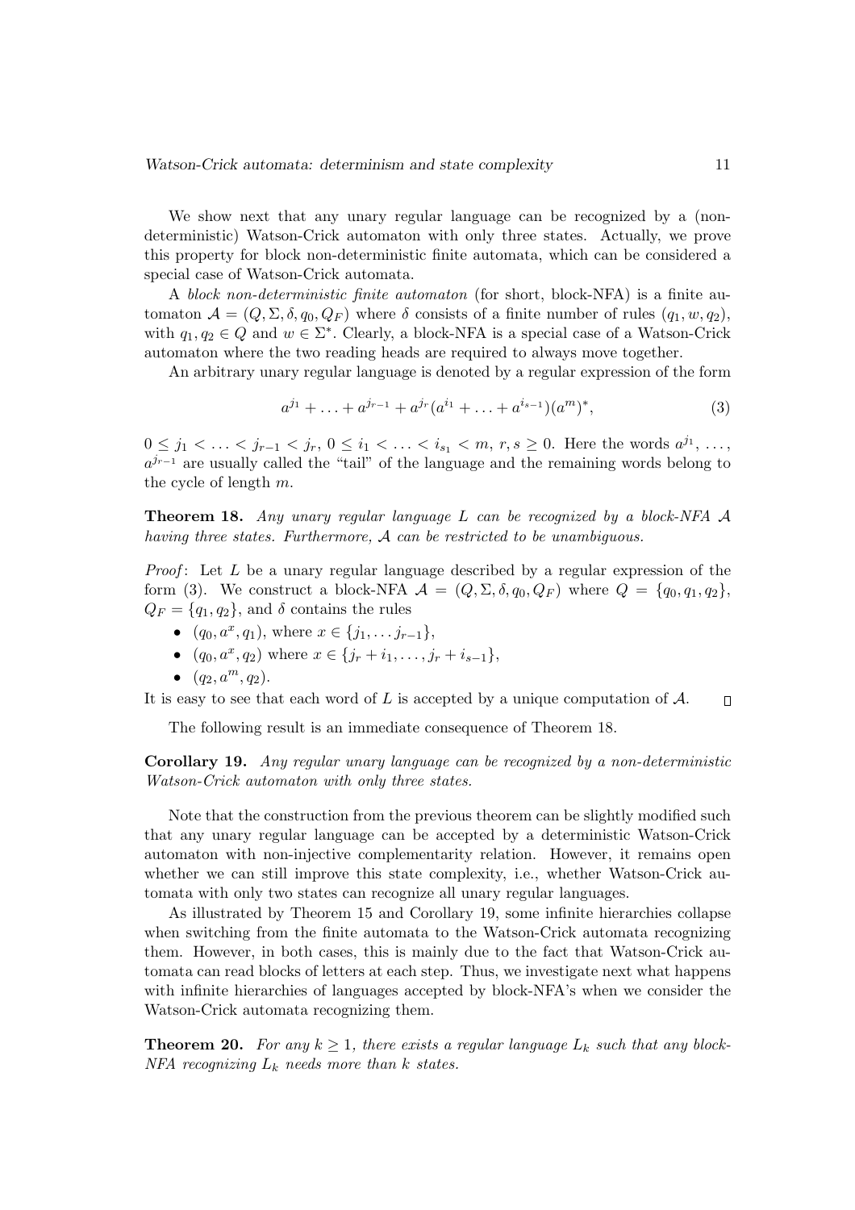We show next that any unary regular language can be recognized by a (non-deterministic) Watson-Crick automaton with only three states. Actually, we prove this property for block non-deterministic finite automata, which can be considered a special case of Watson-Crick automata.

A *block non-deterministic finite automaton* (for short, block-NFA) is a finite automaton $\mathcal{A} = (Q, \Sigma, \delta, q_0, Q_F)$ where $\delta$ consists of a finite number of rules $(q_1, w, q_2)$, with $q_1, q_2 \in Q$ and $w \in \Sigma^*$. Clearly, a block-NFA is a special case of a Watson-Crick automaton where the two reading heads are required to always move together.

An arbitrary unary regular language is denoted by a regular expression of the form

$$a^{j_1} + \ldots + a^{j_{r-1}} + a^{j_r}(a^{i_1} + \ldots + a^{i_{s-1}})(a^m)^*, \tag{3}$$

$0 \leq j_1 < \ldots < j_{r-1} < j_r$, $0 \leq i_1 < \ldots < i_{s_1} < m$, $r, s \geq 0$. Here the words $a^{j_1}, \ldots, a^{j_{r-1}}$ are usually called the "tail" of the language and the remaining words belong to the cycle of length $m$.

**Theorem 18.** *Any unary regular language $L$ can be recognized by a block-NFA $\mathcal{A}$ having three states. Furthermore, $\mathcal{A}$ can be restricted to be unambiguous.*

*Proof*: Let $L$ be a unary regular language described by a regular expression of the form (3). We construct a block-NFA $\mathcal{A} = (Q, \Sigma, \delta, q_0, Q_F)$ where $Q = \{q_0, q_1, q_2\}$, $Q_F = \{q_1, q_2\}$, and $\delta$ contains the rules

- $(q_0, a^x, q_1)$, where $x \in \{j_1, \ldots j_{r-1}\}$,
- $(q_0, a^x, q_2)$ where $x \in \{j_r + i_1, \ldots, j_r + i_{s-1}\}$,
- $(q_2, a^m, q_2)$.

It is easy to see that each word of $L$ is accepted by a unique computation of $\mathcal{A}$. □

The following result is an immediate consequence of Theorem 18.

**Corollary 19.** *Any regular unary language can be recognized by a non-deterministic Watson-Crick automaton with only three states.*

Note that the construction from the previous theorem can be slightly modified such that any unary regular language can be accepted by a deterministic Watson-Crick automaton with non-injective complementarity relation. However, it remains open whether we can still improve this state complexity, i.e., whether Watson-Crick automata with only two states can recognize all unary regular languages.

As illustrated by Theorem 15 and Corollary 19, some infinite hierarchies collapse when switching from the finite automata to the Watson-Crick automata recognizing them. However, in both cases, this is mainly due to the fact that Watson-Crick automata can read blocks of letters at each step. Thus, we investigate next what happens with infinite hierarchies of languages accepted by block-NFA's when we consider the Watson-Crick automata recognizing them.

**Theorem 20.** *For any $k \geq 1$, there exists a regular language $L_k$ such that any block-NFA recognizing $L_k$ needs more than $k$ states.*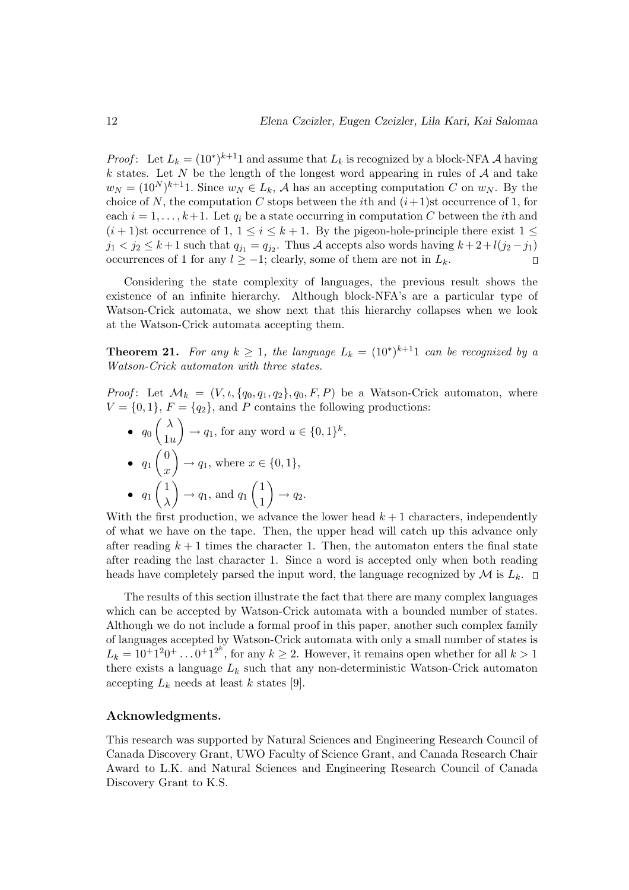*Proof*: Let $L_k = (10^*)^{k+1}1$ and assume that $L_k$ is recognized by a block-NFA $\mathcal{A}$ having $k$ states. Let $N$ be the length of the longest word appearing in rules of $\mathcal{A}$ and take $w_N = (10^N)^{k+1}1$. Since $w_N \in L_k$, $\mathcal{A}$ has an accepting computation $C$ on $w_N$. By the choice of $N$, the computation $C$ stops between the $i$th and $(i+1)$st occurrence of 1, for each $i = 1, \ldots, k+1$. Let $q_i$ be a state occurring in computation $C$ between the $i$th and $(i+1)$st occurrence of 1, $1 \leq i \leq k+1$. By the pigeon-hole-principle there exist $1 \leq j_1 < j_2 \leq k+1$ such that $q_{j_1} = q_{j_2}$. Thus $\mathcal{A}$ accepts also words having $k+2+l(j_2 - j_1)$ occurrences of 1 for any $l \geq -1$; clearly, some of them are not in $L_k$. □

Considering the state complexity of languages, the previous result shows the existence of an infinite hierarchy. Although block-NFA's are a particular type of Watson-Crick automata, we show next that this hierarchy collapses when we look at the Watson-Crick automata accepting them.

**Theorem 21.** *For any $k \geq 1$, the language $L_k = (10^*)^{k+1}1$ can be recognized by a Watson-Crick automaton with three states.*

*Proof*: Let $\mathcal{M}_k = (V, \iota, \{q_0, q_1, q_2\}, q_0, F, P)$ be a Watson-Crick automaton, where $V = \{0, 1\}$, $F = \{q_2\}$, and $P$ contains the following productions:

- $q_0 \begin{pmatrix} \lambda \\ 1u \end{pmatrix} \to q_1$, for any word $u \in \{0,1\}^k$,
- $q_1 \begin{pmatrix} 0 \\ x \end{pmatrix} \to q_1$, where $x \in \{0, 1\}$,
- $q_1 \begin{pmatrix} 1 \\ \lambda \end{pmatrix} \to q_1$, and $q_1 \begin{pmatrix} 1 \\ 1 \end{pmatrix} \to q_2$.

With the first production, we advance the lower head $k+1$ characters, independently of what we have on the tape. Then, the upper head will catch up this advance only after reading $k+1$ times the character 1. Then, the automaton enters the final state after reading the last character 1. Since a word is accepted only when both reading heads have completely parsed the input word, the language recognized by $\mathcal{M}$ is $L_k$. □

The results of this section illustrate the fact that there are many complex languages which can be accepted by Watson-Crick automata with a bounded number of states. Although we do not include a formal proof in this paper, another such complex family of languages accepted by Watson-Crick automata with only a small number of states is $L_k = 10^+1^20^+ \ldots 0^+1^{2^k}$, for any $k \geq 2$. However, it remains open whether for all $k > 1$ there exists a language $L_k$ such that any non-deterministic Watson-Crick automaton accepting $L_k$ needs at least $k$ states [9].

## Acknowledgments.

This research was supported by Natural Sciences and Engineering Research Council of Canada Discovery Grant, UWO Faculty of Science Grant, and Canada Research Chair Award to L.K. and Natural Sciences and Engineering Research Council of Canada Discovery Grant to K.S.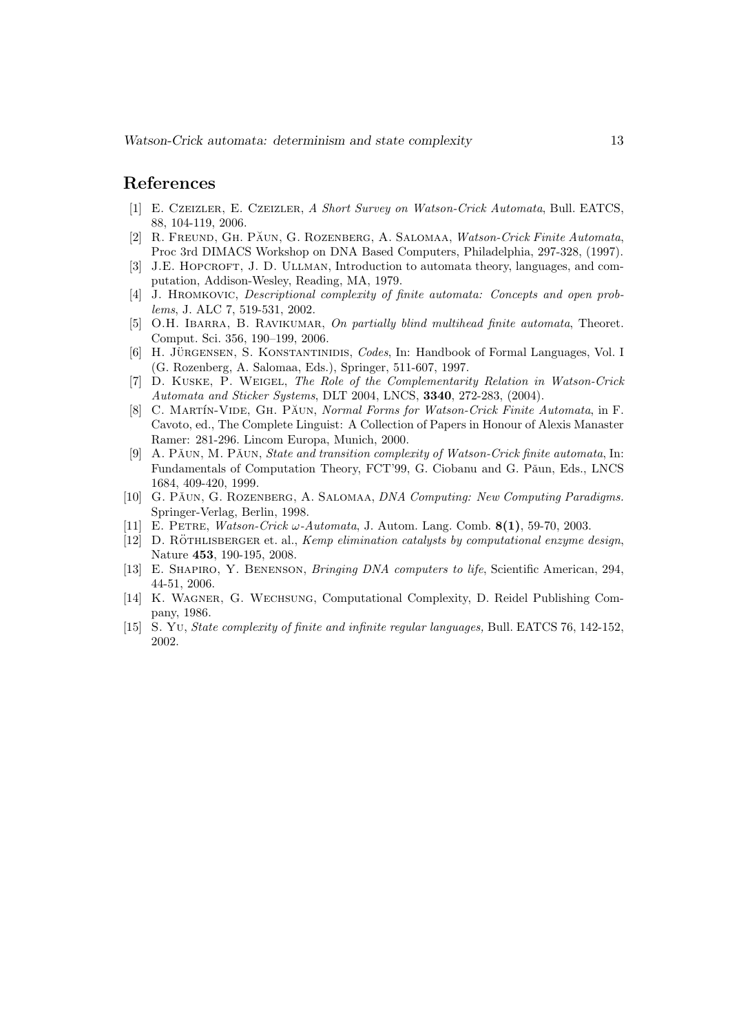## References

[1] E. Czeizler, E. Czeizler, *A Short Survey on Watson-Crick Automata*, Bull. EATCS, 88, 104-119, 2006.

[2] R. Freund, Gh. Păun, G. Rozenberg, A. Salomaa, *Watson-Crick Finite Automata*, Proc 3rd DIMACS Workshop on DNA Based Computers, Philadelphia, 297-328, (1997).

[3] J.E. Hopcroft, J. D. Ullman, Introduction to automata theory, languages, and computation, Addison-Wesley, Reading, MA, 1979.

[4] J. Hromkovic, *Descriptional complexity of finite automata: Concepts and open problems*, J. ALC 7, 519-531, 2002.

[5] O.H. Ibarra, B. Ravikumar, *On partially blind multihead finite automata*, Theoret. Comput. Sci. 356, 190–199, 2006.

[6] H. Jürgensen, S. Konstantinidis, *Codes*, In: Handbook of Formal Languages, Vol. I (G. Rozenberg, A. Salomaa, Eds.), Springer, 511-607, 1997.

[7] D. Kuske, P. Weigel, *The Role of the Complementarity Relation in Watson-Crick Automata and Sticker Systems*, DLT 2004, LNCS, **3340**, 272-283, (2004).

[8] C. Martín-Vide, Gh. Păun, *Normal Forms for Watson-Crick Finite Automata*, in F. Cavoto, ed., The Complete Linguist: A Collection of Papers in Honour of Alexis Manaster Ramer: 281-296. Lincom Europa, Munich, 2000.

[9] A. Păun, M. Păun, *State and transition complexity of Watson-Crick finite automata*, In: Fundamentals of Computation Theory, FCT'99, G. Ciobanu and G. Păun, Eds., LNCS 1684, 409-420, 1999.

[10] G. Păun, G. Rozenberg, A. Salomaa, *DNA Computing: New Computing Paradigms.* Springer-Verlag, Berlin, 1998.

[11] E. Petre, *Watson-Crick $\omega$-Automata*, J. Autom. Lang. Comb. **8(1)**, 59-70, 2003.

[12] D. Röthlisberger et. al., *Kemp elimination catalysts by computational enzyme design*, Nature **453**, 190-195, 2008.

[13] E. Shapiro, Y. Benenson, *Bringing DNA computers to life*, Scientific American, 294, 44-51, 2006.

[14] K. Wagner, G. Wechsung, Computational Complexity, D. Reidel Publishing Company, 1986.

[15] S. Yu, *State complexity of finite and infinite regular languages,* Bull. EATCS 76, 142-152, 2002.